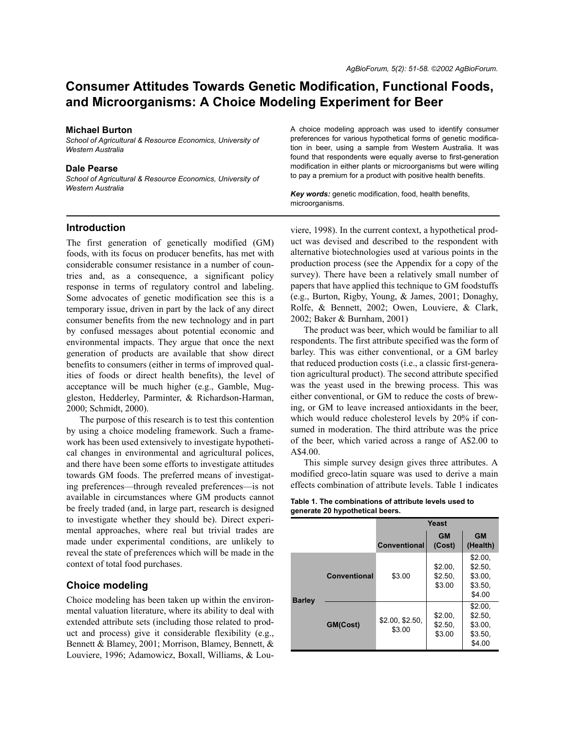# Consumer Attitudes Towards Genetic Modification, Functional Foods, and Microorganisms: A Choice Modeling Experiment for Beer

**Michael Burton**
*School of Agricultural & Resource Economics, University of Western Australia*

**Dale Pearse**
*School of Agricultural & Resource Economics, University of Western Australia*

A choice modeling approach was used to identify consumer preferences for various hypothetical forms of genetic modification in beer, using a sample from Western Australia. It was found that respondents were equally averse to first-generation modification in either plants or microorganisms but were willing to pay a premium for a product with positive health benefits.

***Key words:*** genetic modification, food, health benefits, microorganisms.

## Introduction

The first generation of genetically modified (GM) foods, with its focus on producer benefits, has met with considerable consumer resistance in a number of countries and, as a consequence, a significant policy response in terms of regulatory control and labeling. Some advocates of genetic modification see this is a temporary issue, driven in part by the lack of any direct consumer benefits from the new technology and in part by confused messages about potential economic and environmental impacts. They argue that once the next generation of products are available that show direct benefits to consumers (either in terms of improved qualities of foods or direct health benefits), the level of acceptance will be much higher (e.g., Gamble, Muggleston, Hedderley, Parminter, & Richardson-Harman, 2000; Schmidt, 2000).

The purpose of this research is to test this contention by using a choice modeling framework. Such a framework has been used extensively to investigate hypothetical changes in environmental and agricultural polices, and there have been some efforts to investigate attitudes towards GM foods. The preferred means of investigating preferences—through revealed preferences—is not available in circumstances where GM products cannot be freely traded (and, in large part, research is designed to investigate whether they should be). Direct experimental approaches, where real but trivial trades are made under experimental conditions, are unlikely to reveal the state of preferences which will be made in the context of total food purchases.

## Choice modeling

Choice modeling has been taken up within the environmental valuation literature, where its ability to deal with extended attribute sets (including those related to product and process) give it considerable flexibility (e.g., Bennett & Blamey, 2001; Morrison, Blamey, Bennett, & Louviere, 1996; Adamowicz, Boxall, Williams, & Louviere, 1998). In the current context, a hypothetical product was devised and described to the respondent with alternative biotechnologies used at various points in the production process (see the Appendix for a copy of the survey). There have been a relatively small number of papers that have applied this technique to GM foodstuffs (e.g., Burton, Rigby, Young, & James, 2001; Donaghy, Rolfe, & Bennett, 2002; Owen, Louviere, & Clark, 2002; Baker & Burnham, 2001)

The product was beer, which would be familiar to all respondents. The first attribute specified was the form of barley. This was either conventional, or a GM barley that reduced production costs (i.e., a classic first-generation agricultural product). The second attribute specified was the yeast used in the brewing process. This was either conventional, or GM to reduce the costs of brewing, or GM to leave increased antioxidants in the beer, which would reduce cholesterol levels by 20% if consumed in moderation. The third attribute was the price of the beer, which varied across a range of A$2.00 to A$4.00.

This simple survey design gives three attributes. A modified greco-latin square was used to derive a main effects combination of attribute levels. Table 1 indicates

**Table 1. The combinations of attribute levels used to generate 20 hypothetical beers.**

| | | Yeast | | |
|---|---|---|---|---|
| | | Conventional | GM (Cost) | GM (Health) |
| Barley | Conventional | $3.00 | $2.00, $2.50, $3.00 | $2.00, $2.50, $3.00, $3.50, $4.00 |
| | GM(Cost) | $2.00, $2.50, $3.00 | $2.00, $2.50, $3.00 | $2.00, $2.50, $3.00, $3.50, $4.00 |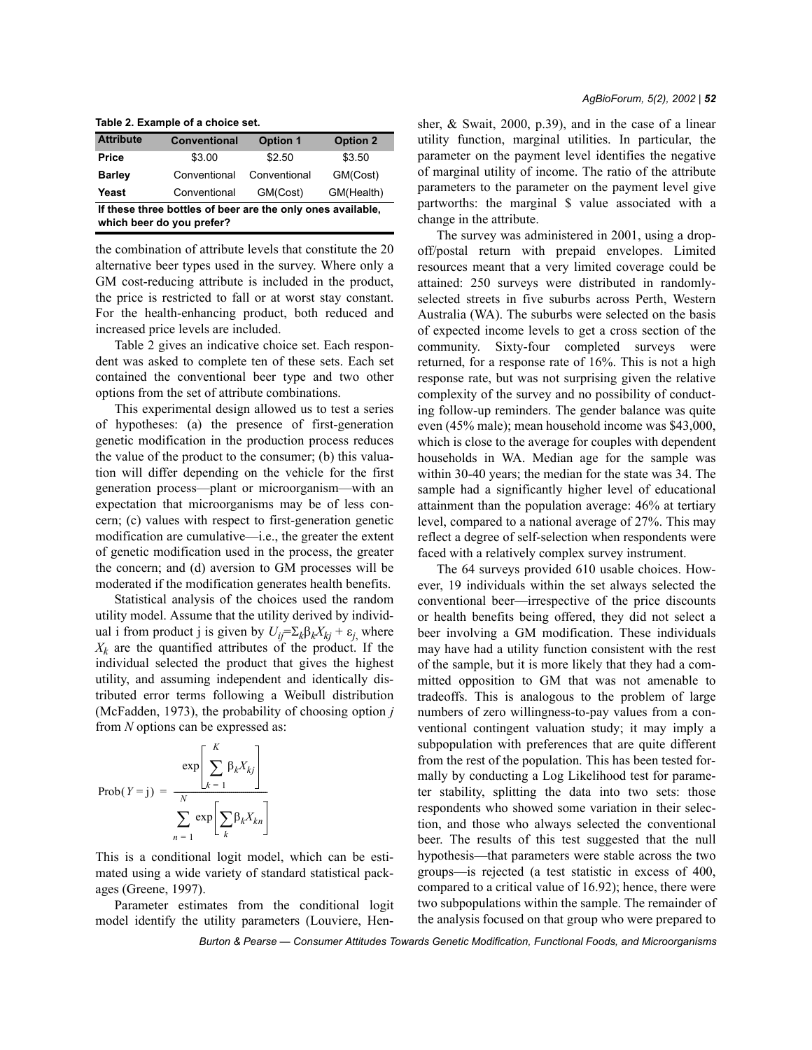**Table 2. Example of a choice set.**

| Attribute | Conventional | Option 1 | Option 2 |
|---|---|---|---|
| Price | $3.00 | $2.50 | $3.50 |
| Barley | Conventional | Conventional | GM(Cost) |
| Yeast | Conventional | GM(Cost) | GM(Health) |
| **If these three bottles of beer are the only ones available, which beer do you prefer?** | | | |

the combination of attribute levels that constitute the 20 alternative beer types used in the survey. Where only a GM cost-reducing attribute is included in the product, the price is restricted to fall or at worst stay constant. For the health-enhancing product, both reduced and increased price levels are included.

Table 2 gives an indicative choice set. Each respondent was asked to complete ten of these sets. Each set contained the conventional beer type and two other options from the set of attribute combinations.

This experimental design allowed us to test a series of hypotheses: (a) the presence of first-generation genetic modification in the production process reduces the value of the product to the consumer; (b) this valuation will differ depending on the vehicle for the first generation process—plant or microorganism—with an expectation that microorganisms may be of less concern; (c) values with respect to first-generation genetic modification are cumulative—i.e., the greater the extent of genetic modification used in the process, the greater the concern; and (d) aversion to GM processes will be moderated if the modification generates health benefits.

Statistical analysis of the choices used the random utility model. Assume that the utility derived by individual i from product j is given by $U_{ij}=\Sigma_k \beta_k X_{kj} + \varepsilon_j$, where $X_k$ are the quantified attributes of the product. If the individual selected the product that gives the highest utility, and assuming independent and identically distributed error terms following a Weibull distribution (McFadden, 1973), the probability of choosing option *j* from *N* options can be expressed as:

$$\text{Prob}(Y = \text{j}) = \frac{\exp\left[\sum_{k=1}^{K} \beta_k X_{kj}\right]}{\sum_{n=1}^{N} \exp\left[\sum_{k} \beta_k X_{kn}\right]}$$

This is a conditional logit model, which can be estimated using a wide variety of standard statistical packages (Greene, 1997).

Parameter estimates from the conditional logit model identify the utility parameters (Louviere, Hensher, & Swait, 2000, p.39), and in the case of a linear utility function, marginal utilities. In particular, the parameter on the payment level identifies the negative of marginal utility of income. The ratio of the attribute parameters to the parameter on the payment level give partworths: the marginal $ value associated with a change in the attribute.

The survey was administered in 2001, using a drop-off/postal return with prepaid envelopes. Limited resources meant that a very limited coverage could be attained: 250 surveys were distributed in randomly-selected streets in five suburbs across Perth, Western Australia (WA). The suburbs were selected on the basis of expected income levels to get a cross section of the community. Sixty-four completed surveys were returned, for a response rate of 16%. This is not a high response rate, but was not surprising given the relative complexity of the survey and no possibility of conducting follow-up reminders. The gender balance was quite even (45% male); mean household income was $43,000, which is close to the average for couples with dependent households in WA. Median age for the sample was within 30-40 years; the median for the state was 34. The sample had a significantly higher level of educational attainment than the population average: 46% at tertiary level, compared to a national average of 27%. This may reflect a degree of self-selection when respondents were faced with a relatively complex survey instrument.

The 64 surveys provided 610 usable choices. However, 19 individuals within the set always selected the conventional beer—irrespective of the price discounts or health benefits being offered, they did not select a beer involving a GM modification. These individuals may have had a utility function consistent with the rest of the sample, but it is more likely that they had a committed opposition to GM that was not amenable to tradeoffs. This is analogous to the problem of large numbers of zero willingness-to-pay values from a conventional contingent valuation study; it may imply a subpopulation with preferences that are quite different from the rest of the population. This has been tested formally by conducting a Log Likelihood test for parameter stability, splitting the data into two sets: those respondents who showed some variation in their selection, and those who always selected the conventional beer. The results of this test suggested that the null hypothesis—that parameters were stable across the two groups—is rejected (a test statistic in excess of 400, compared to a critical value of 16.92); hence, there were two subpopulations within the sample. The remainder of the analysis focused on that group who were prepared to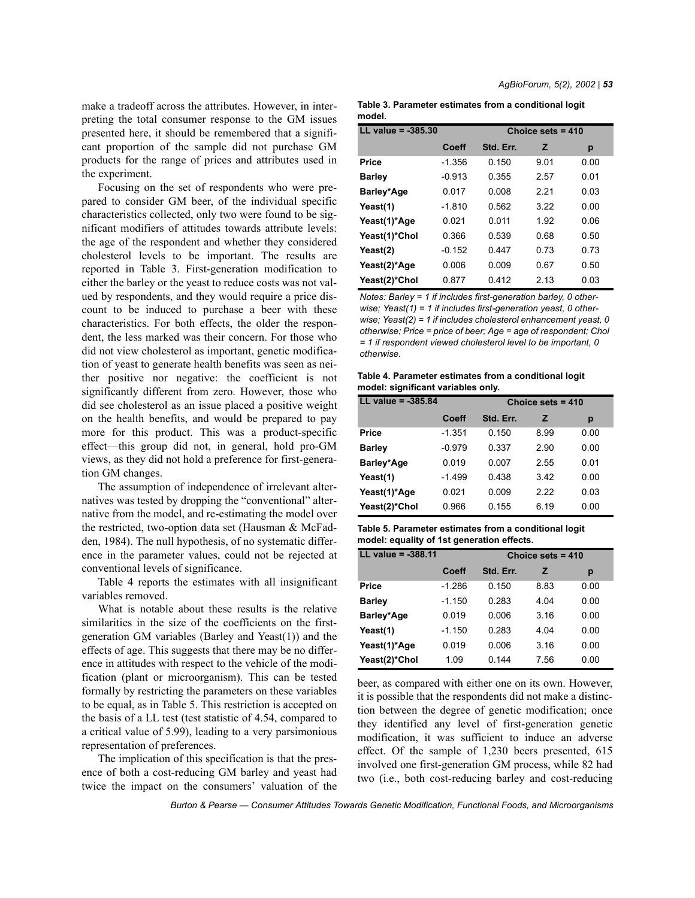make a tradeoff across the attributes. However, in interpreting the total consumer response to the GM issues presented here, it should be remembered that a significant proportion of the sample did not purchase GM products for the range of prices and attributes used in the experiment.

Focusing on the set of respondents who were prepared to consider GM beer, of the individual specific characteristics collected, only two were found to be significant modifiers of attitudes towards attribute levels: the age of the respondent and whether they considered cholesterol levels to be important. The results are reported in Table 3. First-generation modification to either the barley or the yeast to reduce costs was not valued by respondents, and they would require a price discount to be induced to purchase a beer with these characteristics. For both effects, the older the respondent, the less marked was their concern. For those who did not view cholesterol as important, genetic modification of yeast to generate health benefits was seen as neither positive nor negative: the coefficient is not significantly different from zero. However, those who did see cholesterol as an issue placed a positive weight on the health benefits, and would be prepared to pay more for this product. This was a product-specific effect—this group did not, in general, hold pro-GM views, as they did not hold a preference for first-generation GM changes.

The assumption of independence of irrelevant alternatives was tested by dropping the "conventional" alternative from the model, and re-estimating the model over the restricted, two-option data set (Hausman & McFadden, 1984). The null hypothesis, of no systematic difference in the parameter values, could not be rejected at conventional levels of significance.

Table 4 reports the estimates with all insignificant variables removed.

What is notable about these results is the relative similarities in the size of the coefficients on the first-generation GM variables (Barley and Yeast(1)) and the effects of age. This suggests that there may be no difference in attitudes with respect to the vehicle of the modification (plant or microorganism). This can be tested formally by restricting the parameters on these variables to be equal, as in Table 5. This restriction is accepted on the basis of a LL test (test statistic of 4.54, compared to a critical value of 5.99), leading to a very parsimonious representation of preferences.

The implication of this specification is that the presence of both a cost-reducing GM barley and yeast had twice the impact on the consumers' valuation of the beer, as compared with either one on its own. However, it is possible that the respondents did not make a distinction between the degree of genetic modification; once they identified any level of first-generation genetic modification, it was sufficient to induce an adverse effect. Of the sample of 1,230 beers presented, 615 involved one first-generation GM process, while 82 had two (i.e., both cost-reducing barley and cost-reducing

**Table 3. Parameter estimates from a conditional logit model.**

| LL value = -385.30 | | Choice sets = 410 | | |
|---|---|---|---|---|
| | Coeff | Std. Err. | Z | p |
| Price | -1.356 | 0.150 | 9.01 | 0.00 |
| Barley | -0.913 | 0.355 | 2.57 | 0.01 |
| Barley*Age | 0.017 | 0.008 | 2.21 | 0.03 |
| Yeast(1) | -1.810 | 0.562 | 3.22 | 0.00 |
| Yeast(1)*Age | 0.021 | 0.011 | 1.92 | 0.06 |
| Yeast(1)*Chol | 0.366 | 0.539 | 0.68 | 0.50 |
| Yeast(2) | -0.152 | 0.447 | 0.73 | 0.73 |
| Yeast(2)*Age | 0.006 | 0.009 | 0.67 | 0.50 |
| Yeast(2)*Chol | 0.877 | 0.412 | 2.13 | 0.03 |

*Notes: Barley = 1 if includes first-generation barley, 0 otherwise; Yeast(1) = 1 if includes first-generation yeast, 0 otherwise; Yeast(2) = 1 if includes cholesterol enhancement yeast, 0 otherwise; Price = price of beer; Age = age of respondent; Chol = 1 if respondent viewed cholesterol level to be important, 0 otherwise.*

**Table 4. Parameter estimates from a conditional logit model: significant variables only.**

| LL value = -385.84 | | Choice sets = 410 | | |
|---|---|---|---|---|
| | Coeff | Std. Err. | Z | p |
| Price | -1.351 | 0.150 | 8.99 | 0.00 |
| Barley | -0.979 | 0.337 | 2.90 | 0.00 |
| Barley*Age | 0.019 | 0.007 | 2.55 | 0.01 |
| Yeast(1) | -1.499 | 0.438 | 3.42 | 0.00 |
| Yeast(1)*Age | 0.021 | 0.009 | 2.22 | 0.03 |
| Yeast(2)*Chol | 0.966 | 0.155 | 6.19 | 0.00 |

**Table 5. Parameter estimates from a conditional logit model: equality of 1st generation effects.**

| LL value = -388.11 | | Choice sets = 410 | | |
|---|---|---|---|---|
| | Coeff | Std. Err. | Z | p |
| Price | -1.286 | 0.150 | 8.83 | 0.00 |
| Barley | -1.150 | 0.283 | 4.04 | 0.00 |
| Barley*Age | 0.019 | 0.006 | 3.16 | 0.00 |
| Yeast(1) | -1.150 | 0.283 | 4.04 | 0.00 |
| Yeast(1)*Age | 0.019 | 0.006 | 3.16 | 0.00 |
| Yeast(2)*Chol | 1.09 | 0.144 | 7.56 | 0.00 |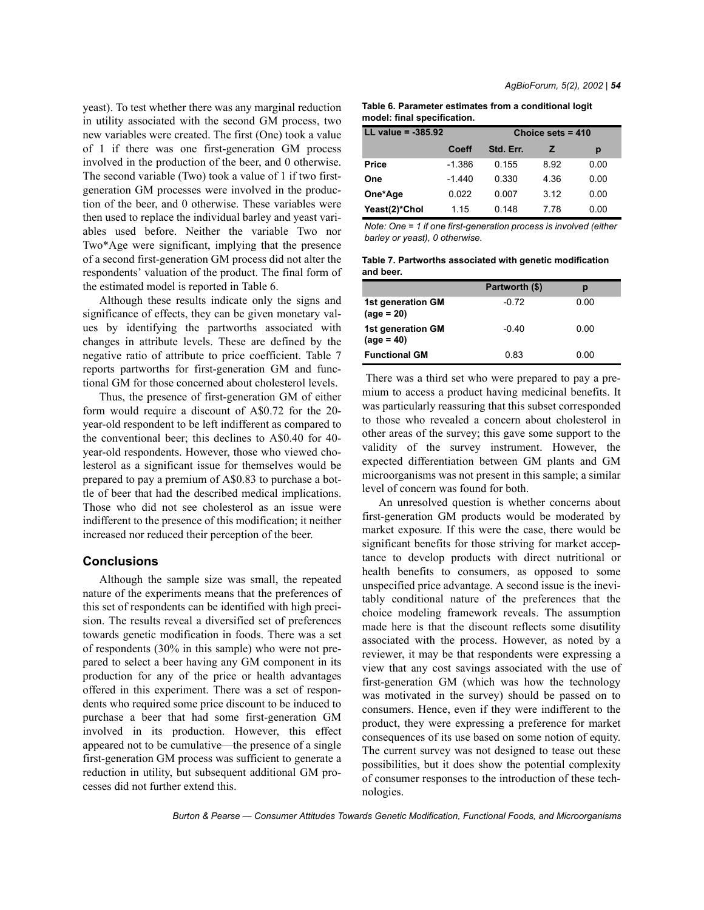yeast). To test whether there was any marginal reduction in utility associated with the second GM process, two new variables were created. The first (One) took a value of 1 if there was one first-generation GM process involved in the production of the beer, and 0 otherwise. The second variable (Two) took a value of 1 if two first-generation GM processes were involved in the production of the beer, and 0 otherwise. These variables were then used to replace the individual barley and yeast variables used before. Neither the variable Two nor Two*Age were significant, implying that the presence of a second first-generation GM process did not alter the respondents' valuation of the product. The final form of the estimated model is reported in Table 6.

Although these results indicate only the signs and significance of effects, they can be given monetary values by identifying the partworths associated with changes in attribute levels. These are defined by the negative ratio of attribute to price coefficient. Table 7 reports partworths for first-generation GM and functional GM for those concerned about cholesterol levels.

Thus, the presence of first-generation GM of either form would require a discount of A$0.72 for the 20-year-old respondent to be left indifferent as compared to the conventional beer; this declines to A$0.40 for 40-year-old respondents. However, those who viewed cholesterol as a significant issue for themselves would be prepared to pay a premium of A$0.83 to purchase a bottle of beer that had the described medical implications. Those who did not see cholesterol as an issue were indifferent to the presence of this modification; it neither increased nor reduced their perception of the beer.

**Table 6. Parameter estimates from a conditional logit model: final specification.**

| LL value = -385.92 | | Choice sets = 410 | | |
|---|---|---|---|---|
| | Coeff | Std. Err. | Z | p |
| **Price** | -1.386 | 0.155 | 8.92 | 0.00 |
| **One** | -1.440 | 0.330 | 4.36 | 0.00 |
| **One*Age** | 0.022 | 0.007 | 3.12 | 0.00 |
| **Yeast(2)*Chol** | 1.15 | 0.148 | 7.78 | 0.00 |

*Note: One = 1 if one first-generation process is involved (either barley or yeast), 0 otherwise.*

**Table 7. Partworths associated with genetic modification and beer.**

| | Partworth ($) | p |
|---|---|---|
| **1st generation GM (age = 20)** | -0.72 | 0.00 |
| **1st generation GM (age = 40)** | -0.40 | 0.00 |
| **Functional GM** | 0.83 | 0.00 |

## Conclusions

Although the sample size was small, the repeated nature of the experiments means that the preferences of this set of respondents can be identified with high precision. The results reveal a diversified set of preferences towards genetic modification in foods. There was a set of respondents (30% in this sample) who were not prepared to select a beer having any GM component in its production for any of the price or health advantages offered in this experiment. There was a set of respondents who required some price discount to be induced to purchase a beer that had some first-generation GM involved in its production. However, this effect appeared not to be cumulative—the presence of a single first-generation GM process was sufficient to generate a reduction in utility, but subsequent additional GM processes did not further extend this.

There was a third set who were prepared to pay a premium to access a product having medicinal benefits. It was particularly reassuring that this subset corresponded to those who revealed a concern about cholesterol in other areas of the survey; this gave some support to the validity of the survey instrument. However, the expected differentiation between GM plants and GM microorganisms was not present in this sample; a similar level of concern was found for both.

An unresolved question is whether concerns about first-generation GM products would be moderated by market exposure. If this were the case, there would be significant benefits for those striving for market acceptance to develop products with direct nutritional or health benefits to consumers, as opposed to some unspecified price advantage. A second issue is the inevitably conditional nature of the preferences that the choice modeling framework reveals. The assumption made here is that the discount reflects some disutility associated with the process. However, as noted by a reviewer, it may be that respondents were expressing a view that any cost savings associated with the use of first-generation GM (which was how the technology was motivated in the survey) should be passed on to consumers. Hence, even if they were indifferent to the product, they were expressing a preference for market consequences of its use based on some notion of equity. The current survey was not designed to tease out these possibilities, but it does show the potential complexity of consumer responses to the introduction of these technologies.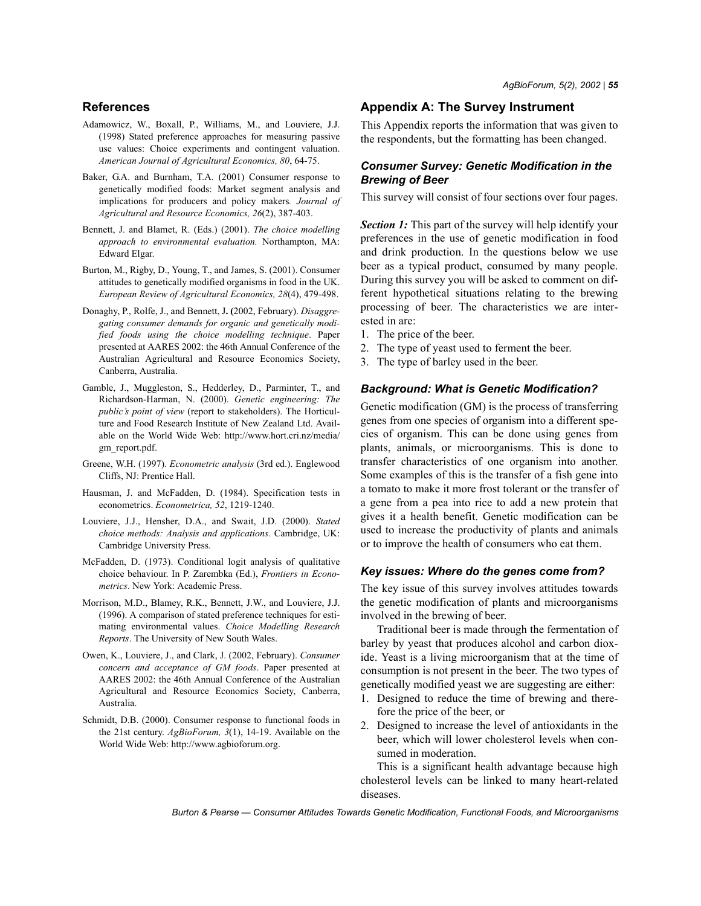## References

Adamowicz, W., Boxall, P., Williams, M., and Louviere, J.J. (1998) Stated preference approaches for measuring passive use values: Choice experiments and contingent valuation. *American Journal of Agricultural Economics, 80*, 64-75.

Baker, G.A. and Burnham, T.A. (2001) Consumer response to genetically modified foods: Market segment analysis and implications for producers and policy makers*. Journal of Agricultural and Resource Economics, 26*(2), 387-403.

Bennett, J. and Blamet, R. (Eds.) (2001). *The choice modelling approach to environmental evaluation.* Northampton, MA: Edward Elgar.

Burton, M., Rigby, D., Young, T., and James, S. (2001). Consumer attitudes to genetically modified organisms in food in the UK. *European Review of Agricultural Economics, 28*(4), 479-498.

Donaghy, P., Rolfe, J., and Bennett, J**. (**2002, February). *Disaggregating consumer demands for organic and genetically modified foods using the choice modelling technique*. Paper presented at AARES 2002: the 46th Annual Conference of the Australian Agricultural and Resource Economics Society, Canberra, Australia.

Gamble, J., Muggleston, S., Hedderley, D., Parminter, T., and Richardson-Harman, N. (2000). *Genetic engineering: The public's point of view* (report to stakeholders). The Horticulture and Food Research Institute of New Zealand Ltd. Available on the World Wide Web: http://www.hort.cri.nz/media/gm_report.pdf.

Greene, W.H. (1997). *Econometric analysis* (3rd ed.). Englewood Cliffs, NJ: Prentice Hall.

Hausman, J. and McFadden, D. (1984). Specification tests in econometrics. *Econometrica, 52*, 1219-1240.

Louviere, J.J., Hensher, D.A., and Swait, J.D. (2000). *Stated choice methods: Analysis and applications.* Cambridge, UK: Cambridge University Press.

McFadden, D. (1973). Conditional logit analysis of qualitative choice behaviour. In P. Zarembka (Ed.), *Frontiers in Econometrics*. New York: Academic Press.

Morrison, M.D., Blamey, R.K., Bennett, J.W., and Louviere, J.J. (1996). A comparison of stated preference techniques for estimating environmental values. *Choice Modelling Research Reports*. The University of New South Wales.

Owen, K., Louviere, J., and Clark, J. (2002, February). *Consumer concern and acceptance of GM foods*. Paper presented at AARES 2002: the 46th Annual Conference of the Australian Agricultural and Resource Economics Society, Canberra, Australia.

Schmidt, D.B. (2000). Consumer response to functional foods in the 21st century. *AgBioForum, 3*(1), 14-19. Available on the World Wide Web: http://www.agbioforum.org.

## Appendix A: The Survey Instrument

This Appendix reports the information that was given to the respondents, but the formatting has been changed.

### *Consumer Survey: Genetic Modification in the Brewing of Beer*

This survey will consist of four sections over four pages.

***Section 1:*** This part of the survey will help identify your preferences in the use of genetic modification in food and drink production. In the questions below we use beer as a typical product, consumed by many people. During this survey you will be asked to comment on different hypothetical situations relating to the brewing processing of beer. The characteristics we are interested in are:

1. The price of the beer.
2. The type of yeast used to ferment the beer.
3. The type of barley used in the beer.

### *Background: What is Genetic Modification?*

Genetic modification (GM) is the process of transferring genes from one species of organism into a different species of organism. This can be done using genes from plants, animals, or microorganisms. This is done to transfer characteristics of one organism into another. Some examples of this is the transfer of a fish gene into a tomato to make it more frost tolerant or the transfer of a gene from a pea into rice to add a new protein that gives it a health benefit. Genetic modification can be used to increase the productivity of plants and animals or to improve the health of consumers who eat them.

### *Key issues: Where do the genes come from?*

The key issue of this survey involves attitudes towards the genetic modification of plants and microorganisms involved in the brewing of beer.

Traditional beer is made through the fermentation of barley by yeast that produces alcohol and carbon dioxide. Yeast is a living microorganism that at the time of consumption is not present in the beer. The two types of genetically modified yeast we are suggesting are either:

1. Designed to reduce the time of brewing and therefore the price of the beer, or
2. Designed to increase the level of antioxidants in the beer, which will lower cholesterol levels when consumed in moderation.

This is a significant health advantage because high cholesterol levels can be linked to many heart-related diseases.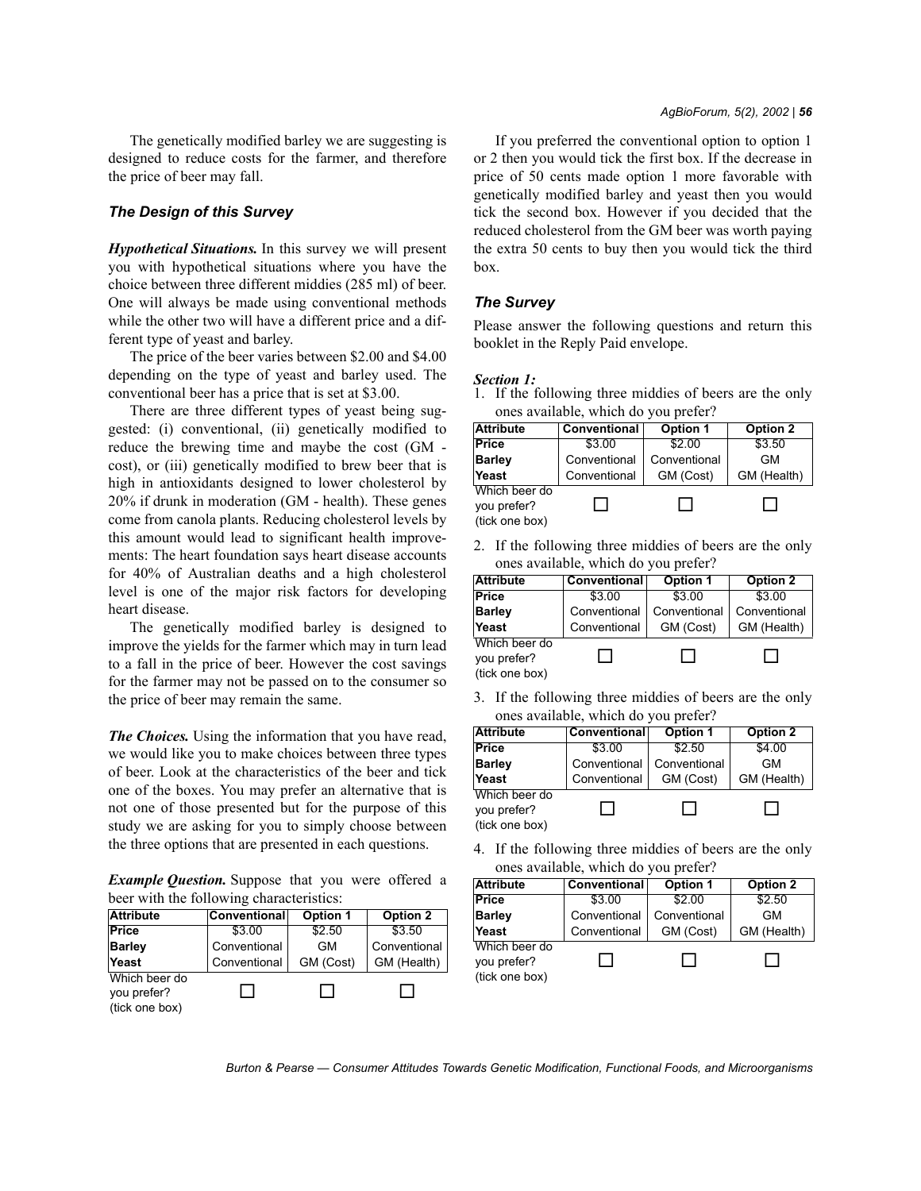The genetically modified barley we are suggesting is designed to reduce costs for the farmer, and therefore the price of beer may fall.

### *The Design of this Survey*

***Hypothetical Situations.*** In this survey we will present you with hypothetical situations where you have the choice between three different middies (285 ml) of beer. One will always be made using conventional methods while the other two will have a different price and a different type of yeast and barley.

The price of the beer varies between \$2.00 and \$4.00 depending on the type of yeast and barley used. The conventional beer has a price that is set at \$3.00.

There are three different types of yeast being suggested: (i) conventional, (ii) genetically modified to reduce the brewing time and maybe the cost (GM - cost), or (iii) genetically modified to brew beer that is high in antioxidants designed to lower cholesterol by 20% if drunk in moderation (GM - health). These genes come from canola plants. Reducing cholesterol levels by this amount would lead to significant health improvements: The heart foundation says heart disease accounts for 40% of Australian deaths and a high cholesterol level is one of the major risk factors for developing heart disease.

The genetically modified barley is designed to improve the yields for the farmer which may in turn lead to a fall in the price of beer. However the cost savings for the farmer may not be passed on to the consumer so the price of beer may remain the same.

***The Choices.*** Using the information that you have read, we would like you to make choices between three types of beer. Look at the characteristics of the beer and tick one of the boxes. You may prefer an alternative that is not one of those presented but for the purpose of this study we are asking for you to simply choose between the three options that are presented in each questions.

***Example Question.*** Suppose that you were offered a beer with the following characteristics:

| Attribute | Conventional | Option 1 | Option 2 |
|---|---|---|---|
| Price | \$3.00 | \$2.50 | \$3.50 |
| Barley | Conventional | GM | Conventional |
| Yeast | Conventional | GM (Cost) | GM (Health) |
| Which beer do you prefer? (tick one box) | ☐ | ☐ | ☐ |

If you preferred the conventional option to option 1 or 2 then you would tick the first box. If the decrease in price of 50 cents made option 1 more favorable with genetically modified barley and yeast then you would tick the second box. However if you decided that the reduced cholesterol from the GM beer was worth paying the extra 50 cents to buy then you would tick the third box.

### *The Survey*

Please answer the following questions and return this booklet in the Reply Paid envelope.

***Section 1:***

1. If the following three middies of beers are the only ones available, which do you prefer?

| Attribute | Conventional | Option 1 | Option 2 |
|---|---|---|---|
| Price | \$3.00 | \$2.00 | \$3.50 |
| Barley | Conventional | Conventional | GM |
| Yeast | Conventional | GM (Cost) | GM (Health) |
| Which beer do you prefer? (tick one box) | ☐ | ☐ | ☐ |

2. If the following three middies of beers are the only ones available, which do you prefer?

| Attribute | Conventional | Option 1 | Option 2 |
|---|---|---|---|
| Price | \$3.00 | \$3.00 | \$3.00 |
| Barley | Conventional | Conventional | Conventional |
| Yeast | Conventional | GM (Cost) | GM (Health) |
| Which beer do you prefer? (tick one box) | ☐ | ☐ | ☐ |

3. If the following three middies of beers are the only ones available, which do you prefer?

| Attribute | Conventional | Option 1 | Option 2 |
|---|---|---|---|
| Price | \$3.00 | \$2.50 | \$4.00 |
| Barley | Conventional | Conventional | GM |
| Yeast | Conventional | GM (Cost) | GM (Health) |
| Which beer do you prefer? (tick one box) | ☐ | ☐ | ☐ |

4. If the following three middies of beers are the only ones available, which do you prefer?

| Attribute | Conventional | Option 1 | Option 2 |
|---|---|---|---|
| Price | \$3.00 | \$2.00 | \$2.50 |
| Barley | Conventional | Conventional | GM |
| Yeast | Conventional | GM (Cost) | GM (Health) |
| Which beer do you prefer? (tick one box) | ☐ | ☐ | ☐ |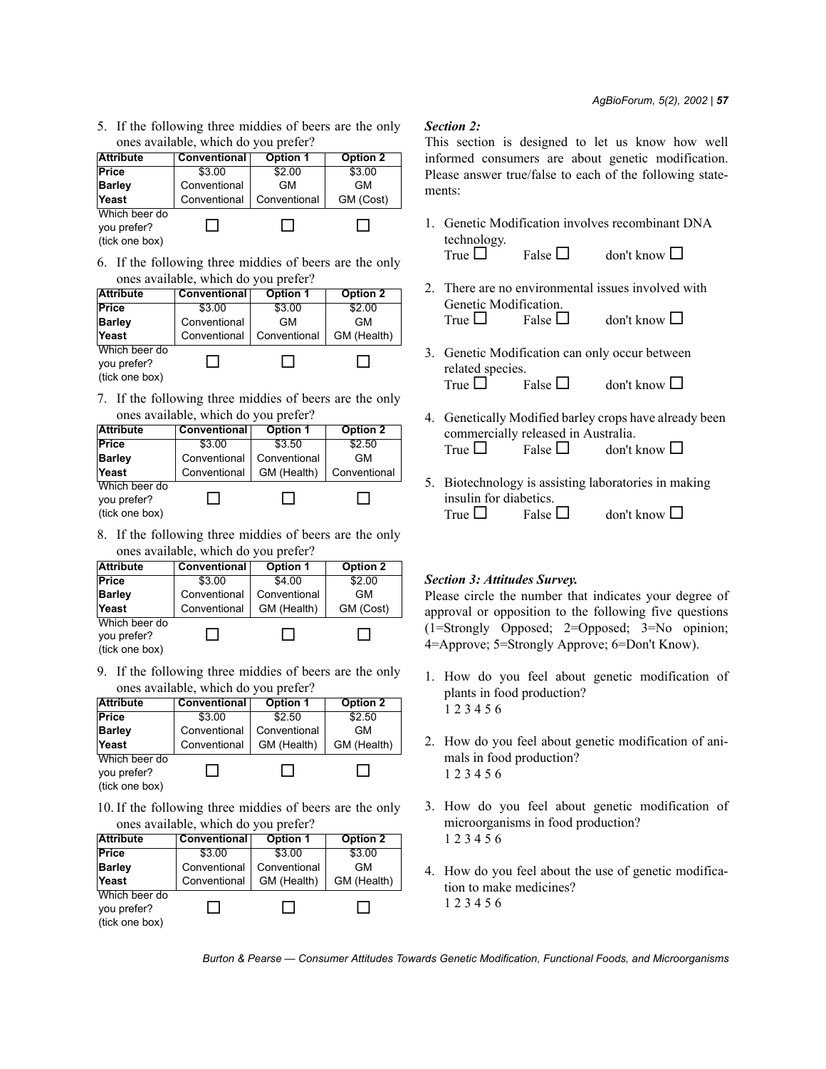5. If the following three middies of beers are the only ones available, which do you prefer?

| Attribute | Conventional | Option 1 | Option 2 |
|---|---|---|---|
| Price | $3.00 | $2.00 | $3.00 |
| Barley | Conventional | GM | GM |
| Yeast | Conventional | Conventional | GM (Cost) |
| Which beer do you prefer? (tick one box) | ☐ | ☐ | ☐ |

6. If the following three middies of beers are the only ones available, which do you prefer?

| Attribute | Conventional | Option 1 | Option 2 |
|---|---|---|---|
| Price | $3.00 | $3.00 | $2.00 |
| Barley | Conventional | GM | GM |
| Yeast | Conventional | Conventional | GM (Health) |
| Which beer do you prefer? (tick one box) | ☐ | ☐ | ☐ |

7. If the following three middies of beers are the only ones available, which do you prefer?

| Attribute | Conventional | Option 1 | Option 2 |
|---|---|---|---|
| Price | $3.00 | $3.50 | $2.50 |
| Barley | Conventional | Conventional | GM |
| Yeast | Conventional | GM (Health) | Conventional |
| Which beer do you prefer? (tick one box) | ☐ | ☐ | ☐ |

8. If the following three middies of beers are the only ones available, which do you prefer?

| Attribute | Conventional | Option 1 | Option 2 |
|---|---|---|---|
| Price | $3.00 | $4.00 | $2.00 |
| Barley | Conventional | Conventional | GM |
| Yeast | Conventional | GM (Health) | GM (Cost) |
| Which beer do you prefer? (tick one box) | ☐ | ☐ | ☐ |

9. If the following three middies of beers are the only ones available, which do you prefer?

| Attribute | Conventional | Option 1 | Option 2 |
|---|---|---|---|
| Price | $3.00 | $2.50 | $2.50 |
| Barley | Conventional | Conventional | GM |
| Yeast | Conventional | GM (Health) | GM (Health) |
| Which beer do you prefer? (tick one box) | ☐ | ☐ | ☐ |

10. If the following three middies of beers are the only ones available, which do you prefer?

| Attribute | Conventional | Option 1 | Option 2 |
|---|---|---|---|
| Price | $3.00 | $3.00 | $3.00 |
| Barley | Conventional | Conventional | GM |
| Yeast | Conventional | GM (Health) | GM (Health) |
| Which beer do you prefer? (tick one box) | ☐ | ☐ | ☐ |

### *Section 2:*

This section is designed to let us know how well informed consumers are about genetic modification. Please answer true/false to each of the following statements:

1. Genetic Modification involves recombinant DNA technology.
   True ☐ False ☐ don't know ☐

2. There are no environmental issues involved with Genetic Modification.
   True ☐ False ☐ don't know ☐

3. Genetic Modification can only occur between related species.
   True ☐ False ☐ don't know ☐

4. Genetically Modified barley crops have already been commercially released in Australia.
   True ☐ False ☐ don't know ☐

5. Biotechnology is assisting laboratories in making insulin for diabetics.
   True ☐ False ☐ don't know ☐

### *Section 3: Attitudes Survey.*

Please circle the number that indicates your degree of approval or opposition to the following five questions (1=Strongly Opposed; 2=Opposed; 3=No opinion; 4=Approve; 5=Strongly Approve; 6=Don't Know).

1. How do you feel about genetic modification of plants in food production?
   1 2 3 4 5 6

2. How do you feel about genetic modification of animals in food production?
   1 2 3 4 5 6

3. How do you feel about genetic modification of microorganisms in food production?
   1 2 3 4 5 6

4. How do you feel about the use of genetic modification to make medicines?
   1 2 3 4 5 6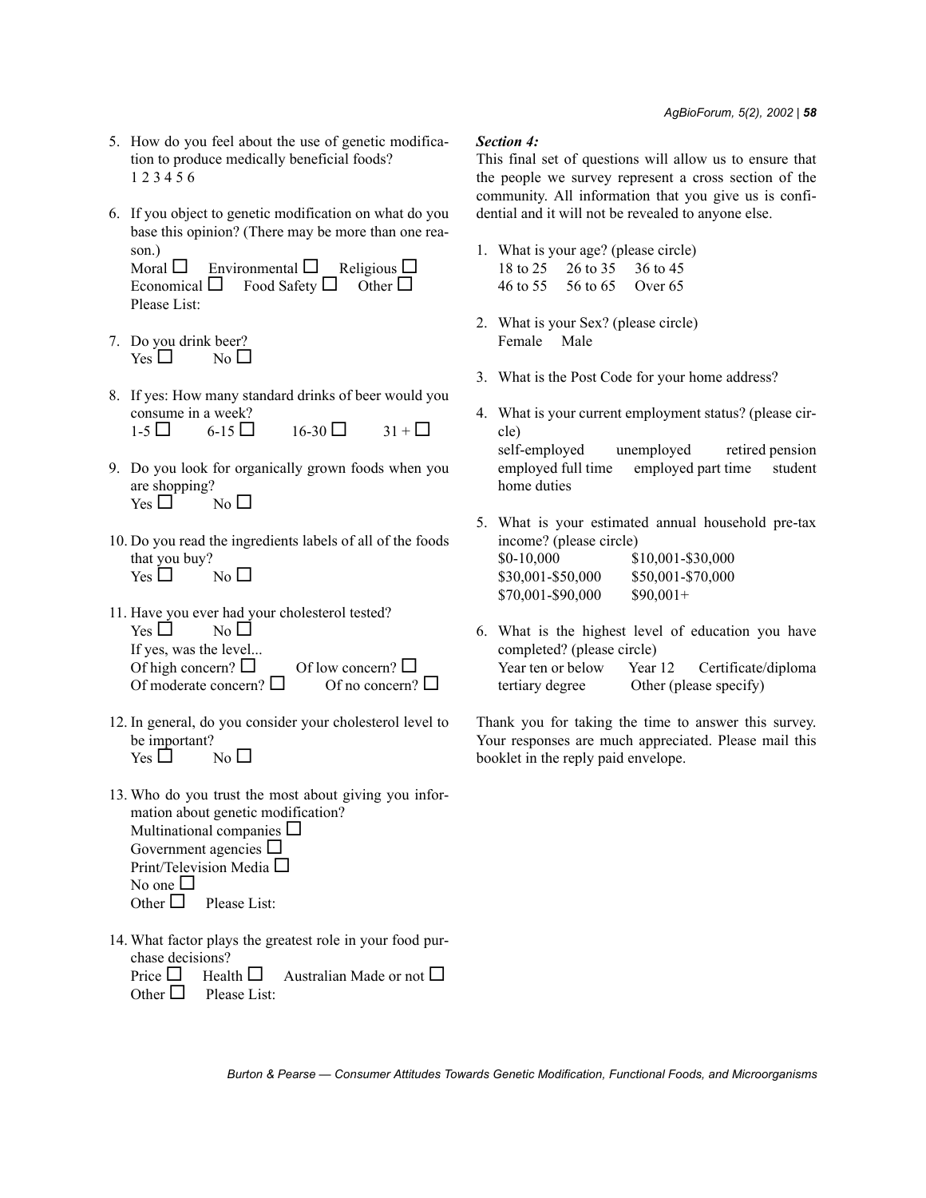5. How do you feel about the use of genetic modification to produce medically beneficial foods?
   1 2 3 4 5 6

6. If you object to genetic modification on what do you base this opinion? (There may be more than one reason.)
   Moral ☐ Environmental ☐ Religious ☐
   Economical ☐ Food Safety ☐ Other ☐
   Please List:

7. Do you drink beer?
   Yes ☐ No ☐

8. If yes: How many standard drinks of beer would you consume in a week?
   1-5 ☐ 6-15 ☐ 16-30 ☐ 31 + ☐

9. Do you look for organically grown foods when you are shopping?
   Yes ☐ No ☐

10. Do you read the ingredients labels of all of the foods that you buy?
    Yes ☐ No ☐

11. Have you ever had your cholesterol tested?
    Yes ☐ No ☐
    If yes, was the level...
    Of high concern? ☐ Of low concern? ☐
    Of moderate concern? ☐ Of no concern? ☐

12. In general, do you consider your cholesterol level to be important?
    Yes ☐ No ☐

13. Who do you trust the most about giving you information about genetic modification?
    Multinational companies ☐
    Government agencies ☐
    Print/Television Media ☐
    No one ☐
    Other ☐ Please List:

14. What factor plays the greatest role in your food purchase decisions?
    Price ☐ Health ☐ Australian Made or not ☐
    Other ☐ Please List:

***Section 4:***

This final set of questions will allow us to ensure that the people we survey represent a cross section of the community. All information that you give us is confidential and it will not be revealed to anyone else.

1. What is your age? (please circle)
   18 to 25 26 to 35 36 to 45
   46 to 55 56 to 65 Over 65

2. What is your Sex? (please circle)
   Female Male

3. What is the Post Code for your home address?

4. What is your current employment status? (please circle)
   self-employed unemployed retired pension
   employed full time employed part time student
   home duties

5. What is your estimated annual household pre-tax income? (please circle)
   $0-10,000 $10,001-$30,000
   $30,001-$50,000 $50,001-$70,000
   $70,001-$90,000 $90,001+

6. What is the highest level of education you have completed? (please circle)
   Year ten or below Year 12 Certificate/diploma
   tertiary degree Other (please specify)

Thank you for taking the time to answer this survey. Your responses are much appreciated. Please mail this booklet in the reply paid envelope.